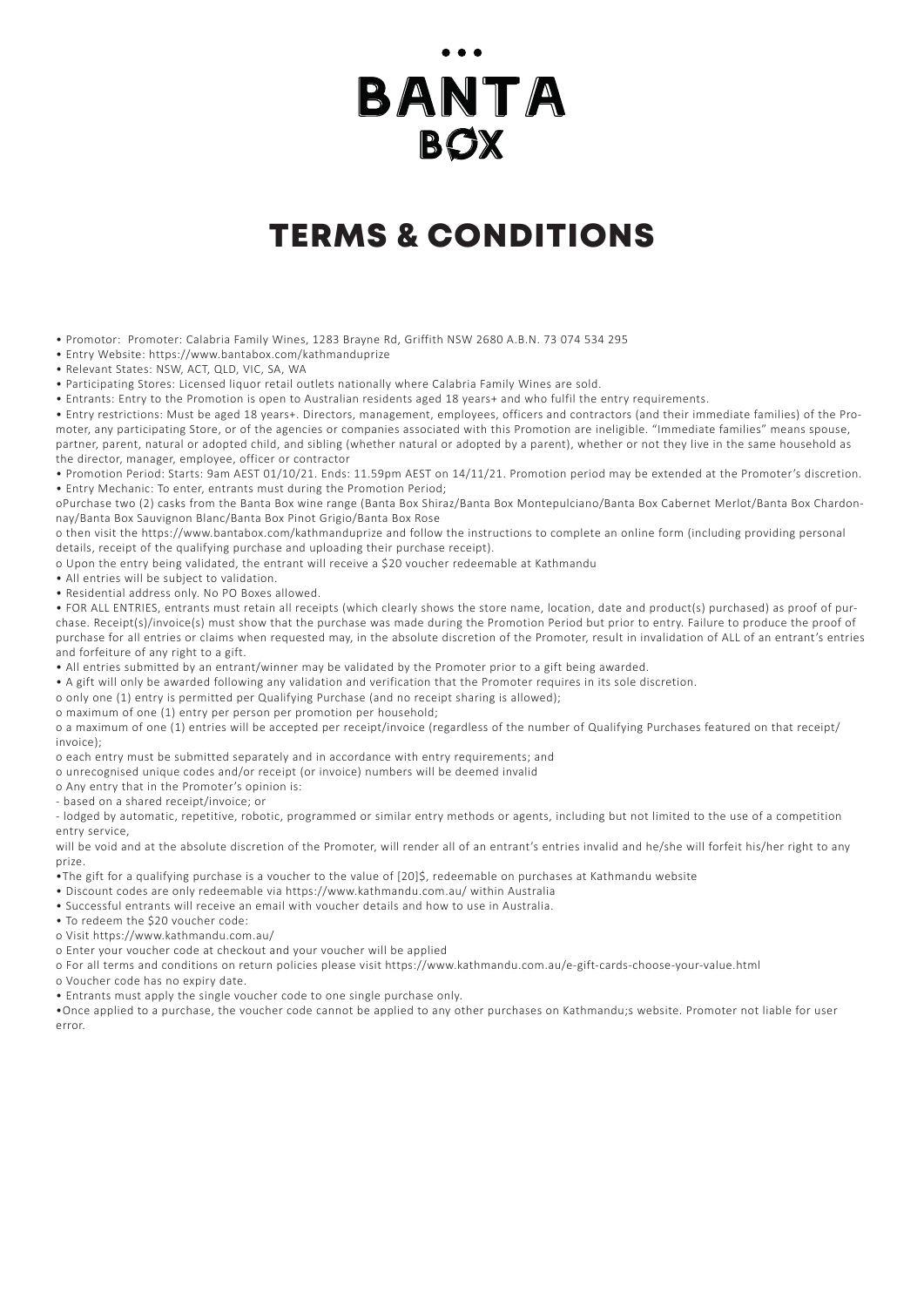# BANTA BOX

# TERMS & CONDITIONS

- Promotor: Promoter: Calabria Family Wines, 1283 Brayne Rd, Griffith NSW 2680 A.B.N. 73 074 534 295
- Entry Website: https://www.bantabox.com/kathmanduprize
- Relevant States: NSW, ACT, QLD, VIC, SA, WA
- Participating Stores: Licensed liquor retail outlets nationally where Calabria Family Wines are sold.
- Entrants: Entry to the Promotion is open to Australian residents aged 18 years+ and who fulfil the entry requirements.
- Entry restrictions: Must be aged 18 years+. Directors, management, employees, officers and contractors (and their immediate families) of the Promoter, any participating Store, or of the agencies or companies associated with this Promotion are ineligible. "Immediate families" means spouse, partner, parent, natural or adopted child, and sibling (whether natural or adopted by a parent), whether or not they live in the same household as the director, manager, employee, officer or contractor
- Promotion Period: Starts: 9am AEST 01/10/21. Ends: 11.59pm AEST on 14/11/21. Promotion period may be extended at the Promoter's discretion.
- Entry Mechanic: To enter, entrants must during the Promotion Period;

oPurchase two (2) casks from the Banta Box wine range (Banta Box Shiraz/Banta Box Montepulciano/Banta Box Cabernet Merlot/Banta Box Chardonnay/Banta Box Sauvignon Blanc/Banta Box Pinot Grigio/Banta Box Rose

o then visit the https://www.bantabox.com/kathmanduprize and follow the instructions to complete an online form (including providing personal details, receipt of the qualifying purchase and uploading their purchase receipt).

o Upon the entry being validated, the entrant will receive a $20 voucher redeemable at Kathmandu

- All entries will be subject to validation.
- Residential address only. No PO Boxes allowed.
- FOR ALL ENTRIES, entrants must retain all receipts (which clearly shows the store name, location, date and product(s) purchased) as proof of purchase. Receipt(s)/invoice(s) must show that the purchase was made during the Promotion Period but prior to entry. Failure to produce the proof of purchase for all entries or claims when requested may, in the absolute discretion of the Promoter, result in invalidation of ALL of an entrant's entries and forfeiture of any right to a gift.
- All entries submitted by an entrant/winner may be validated by the Promoter prior to a gift being awarded.
- A gift will only be awarded following any validation and verification that the Promoter requires in its sole discretion.

o only one (1) entry is permitted per Qualifying Purchase (and no receipt sharing is allowed);

o maximum of one (1) entry per person per promotion per household;

o a maximum of one (1) entries will be accepted per receipt/invoice (regardless of the number of Qualifying Purchases featured on that receipt/invoice);

o each entry must be submitted separately and in accordance with entry requirements; and

o unrecognised unique codes and/or receipt (or invoice) numbers will be deemed invalid

o Any entry that in the Promoter's opinion is:

- based on a shared receipt/invoice; or
- lodged by automatic, repetitive, robotic, programmed or similar entry methods or agents, including but not limited to the use of a competition entry service,

will be void and at the absolute discretion of the Promoter, will render all of an entrant's entries invalid and he/she will forfeit his/her right to any prize.

- The gift for a qualifying purchase is a voucher to the value of [20]$, redeemable on purchases at Kathmandu website
- Discount codes are only redeemable via https://www.kathmandu.com.au/ within Australia
- Successful entrants will receive an email with voucher details and how to use in Australia.
- To redeem the $20 voucher code:

o Visit https://www.kathmandu.com.au/

o Enter your voucher code at checkout and your voucher will be applied

o For all terms and conditions on return policies please visit https://www.kathmandu.com.au/e-gift-cards-choose-your-value.html

o Voucher code has no expiry date.

- Entrants must apply the single voucher code to one single purchase only.
- Once applied to a purchase, the voucher code cannot be applied to any other purchases on Kathmandu;s website. Promoter not liable for user error.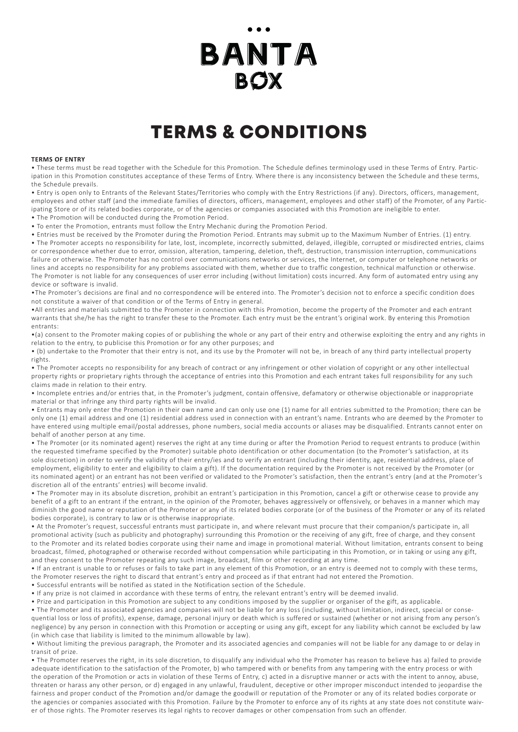# BANTA BOX

# TERMS & CONDITIONS

**TERMS OF ENTRY**

• These terms must be read together with the Schedule for this Promotion. The Schedule defines terminology used in these Terms of Entry. Participation in this Promotion constitutes acceptance of these Terms of Entry. Where there is any inconsistency between the Schedule and these terms, the Schedule prevails.

• Entry is open only to Entrants of the Relevant States/Territories who comply with the Entry Restrictions (if any). Directors, officers, management, employees and other staff (and the immediate families of directors, officers, management, employees and other staff) of the Promoter, of any Participating Store or of its related bodies corporate, or of the agencies or companies associated with this Promotion are ineligible to enter.

• The Promotion will be conducted during the Promotion Period.

• To enter the Promotion, entrants must follow the Entry Mechanic during the Promotion Period.

• Entries must be received by the Promoter during the Promotion Period. Entrants may submit up to the Maximum Number of Entries. (1) entry.

• The Promoter accepts no responsibility for late, lost, incomplete, incorrectly submitted, delayed, illegible, corrupted or misdirected entries, claims or correspondence whether due to error, omission, alteration, tampering, deletion, theft, destruction, transmission interruption, communications failure or otherwise. The Promoter has no control over communications networks or services, the Internet, or computer or telephone networks or lines and accepts no responsibility for any problems associated with them, whether due to traffic congestion, technical malfunction or otherwise. The Promoter is not liable for any consequences of user error including (without limitation) costs incurred. Any form of automated entry using any device or software is invalid.

•The Promoter's decisions are final and no correspondence will be entered into. The Promoter's decision not to enforce a specific condition does not constitute a waiver of that condition or of the Terms of Entry in general.

•All entries and materials submitted to the Promoter in connection with this Promotion, become the property of the Promoter and each entrant warrants that she/he has the right to transfer these to the Promoter. Each entry must be the entrant's original work. By entering this Promotion entrants:

•(a) consent to the Promoter making copies of or publishing the whole or any part of their entry and otherwise exploiting the entry and any rights in relation to the entry, to publicise this Promotion or for any other purposes; and

• (b) undertake to the Promoter that their entry is not, and its use by the Promoter will not be, in breach of any third party intellectual property rights.

• The Promoter accepts no responsibility for any breach of contract or any infringement or other violation of copyright or any other intellectual property rights or proprietary rights through the acceptance of entries into this Promotion and each entrant takes full responsibility for any such claims made in relation to their entry.

• Incomplete entries and/or entries that, in the Promoter's judgment, contain offensive, defamatory or otherwise objectionable or inappropriate material or that infringe any third party rights will be invalid.

• Entrants may only enter the Promotion in their own name and can only use one (1) name for all entries submitted to the Promotion; there can be only one (1) email address and one (1) residential address used in connection with an entrant's name. Entrants who are deemed by the Promoter to have entered using multiple email/postal addresses, phone numbers, social media accounts or aliases may be disqualified. Entrants cannot enter on behalf of another person at any time.

• The Promoter (or its nominated agent) reserves the right at any time during or after the Promotion Period to request entrants to produce (within the requested timeframe specified by the Promoter) suitable photo identification or other documentation (to the Promoter's satisfaction, at its sole discretion) in order to verify the validity of their entry/ies and to verify an entrant (including their identity, age, residential address, place of employment, eligibility to enter and eligibility to claim a gift). If the documentation required by the Promoter is not received by the Promoter (or its nominated agent) or an entrant has not been verified or validated to the Promoter's satisfaction, then the entrant's entry (and at the Promoter's discretion all of the entrants' entries) will become invalid.

• The Promoter may in its absolute discretion, prohibit an entrant's participation in this Promotion, cancel a gift or otherwise cease to provide any benefit of a gift to an entrant if the entrant, in the opinion of the Promoter, behaves aggressively or offensively, or behaves in a manner which may diminish the good name or reputation of the Promoter or any of its related bodies corporate (or of the business of the Promoter or any of its related bodies corporate), is contrary to law or is otherwise inappropriate.

• At the Promoter's request, successful entrants must participate in, and where relevant must procure that their companion/s participate in, all promotional activity (such as publicity and photography) surrounding this Promotion or the receiving of any gift, free of charge, and they consent to the Promoter and its related bodies corporate using their name and image in promotional material. Without limitation, entrants consent to being broadcast, filmed, photographed or otherwise recorded without compensation while participating in this Promotion, or in taking or using any gift, and they consent to the Promoter repeating any such image, broadcast, film or other recording at any time.

• If an entrant is unable to or refuses or fails to take part in any element of this Promotion, or an entry is deemed not to comply with these terms, the Promoter reserves the right to discard that entrant's entry and proceed as if that entrant had not entered the Promotion.

• Successful entrants will be notified as stated in the Notification section of the Schedule.

• If any prize is not claimed in accordance with these terms of entry, the relevant entrant's entry will be deemed invalid.

• Prize and participation in this Promotion are subject to any conditions imposed by the supplier or organiser of the gift, as applicable.

• The Promoter and its associated agencies and companies will not be liable for any loss (including, without limitation, indirect, special or consequential loss or loss of profits), expense, damage, personal injury or death which is suffered or sustained (whether or not arising from any person's negligence) by any person in connection with this Promotion or accepting or using any gift, except for any liability which cannot be excluded by law (in which case that liability is limited to the minimum allowable by law).

• Without limiting the previous paragraph, the Promoter and its associated agencies and companies will not be liable for any damage to or delay in transit of prize.

• The Promoter reserves the right, in its sole discretion, to disqualify any individual who the Promoter has reason to believe has a) failed to provide adequate identification to the satisfaction of the Promoter, b) who tampered with or benefits from any tampering with the entry process or with the operation of the Promotion or acts in violation of these Terms of Entry, c) acted in a disruptive manner or acts with the intent to annoy, abuse, threaten or harass any other person, or d) engaged in any unlawful, fraudulent, deceptive or other improper misconduct intended to jeopardise the fairness and proper conduct of the Promotion and/or damage the goodwill or reputation of the Promoter or any of its related bodies corporate or the agencies or companies associated with this Promotion. Failure by the Promoter to enforce any of its rights at any state does not constitute waiver of those rights. The Promoter reserves its legal rights to recover damages or other compensation from such an offender.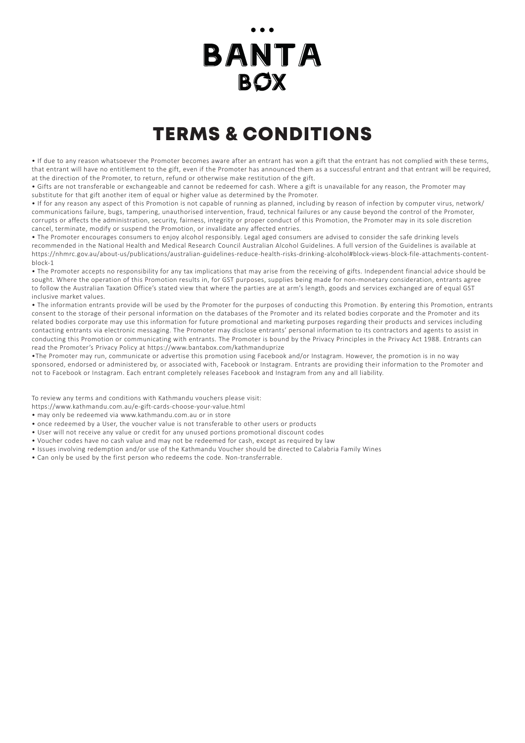# BANTA BOX

## TERMS & CONDITIONS

- If due to any reason whatsoever the Promoter becomes aware after an entrant has won a gift that the entrant has not complied with these terms, that entrant will have no entitlement to the gift, even if the Promoter has announced them as a successful entrant and that entrant will be required, at the direction of the Promoter, to return, refund or otherwise make restitution of the gift.
- Gifts are not transferable or exchangeable and cannot be redeemed for cash. Where a gift is unavailable for any reason, the Promoter may substitute for that gift another item of equal or higher value as determined by the Promoter.
- If for any reason any aspect of this Promotion is not capable of running as planned, including by reason of infection by computer virus, network/communications failure, bugs, tampering, unauthorised intervention, fraud, technical failures or any cause beyond the control of the Promoter, corrupts or affects the administration, security, fairness, integrity or proper conduct of this Promotion, the Promoter may in its sole discretion cancel, terminate, modify or suspend the Promotion, or invalidate any affected entries.
- The Promoter encourages consumers to enjoy alcohol responsibly. Legal aged consumers are advised to consider the safe drinking levels recommended in the National Health and Medical Research Council Australian Alcohol Guidelines. A full version of the Guidelines is available at https://nhmrc.gov.au/about-us/publications/australian-guidelines-reduce-health-risks-drinking-alcohol#block-views-block-file-attachments-content-block-1
- The Promoter accepts no responsibility for any tax implications that may arise from the receiving of gifts. Independent financial advice should be sought. Where the operation of this Promotion results in, for GST purposes, supplies being made for non-monetary consideration, entrants agree to follow the Australian Taxation Office's stated view that where the parties are at arm's length, goods and services exchanged are of equal GST inclusive market values.
- The information entrants provide will be used by the Promoter for the purposes of conducting this Promotion. By entering this Promotion, entrants consent to the storage of their personal information on the databases of the Promoter and its related bodies corporate and the Promoter and its related bodies corporate may use this information for future promotional and marketing purposes regarding their products and services including contacting entrants via electronic messaging. The Promoter may disclose entrants' personal information to its contractors and agents to assist in conducting this Promotion or communicating with entrants. The Promoter is bound by the Privacy Principles in the Privacy Act 1988. Entrants can read the Promoter's Privacy Policy at https://www.bantabox.com/kathmanduprize
- The Promoter may run, communicate or advertise this promotion using Facebook and/or Instagram. However, the promotion is in no way sponsored, endorsed or administered by, or associated with, Facebook or Instagram. Entrants are providing their information to the Promoter and not to Facebook or Instagram. Each entrant completely releases Facebook and Instagram from any and all liability.

To review any terms and conditions with Kathmandu vouchers please visit:
https://www.kathmandu.com.au/e-gift-cards-choose-your-value.html

- may only be redeemed via www.kathmandu.com.au or in store
- once redeemed by a User, the voucher value is not transferable to other users or products
- User will not receive any value or credit for any unused portions promotional discount codes
- Voucher codes have no cash value and may not be redeemed for cash, except as required by law
- Issues involving redemption and/or use of the Kathmandu Voucher should be directed to Calabria Family Wines
- Can only be used by the first person who redeems the code. Non-transferrable.